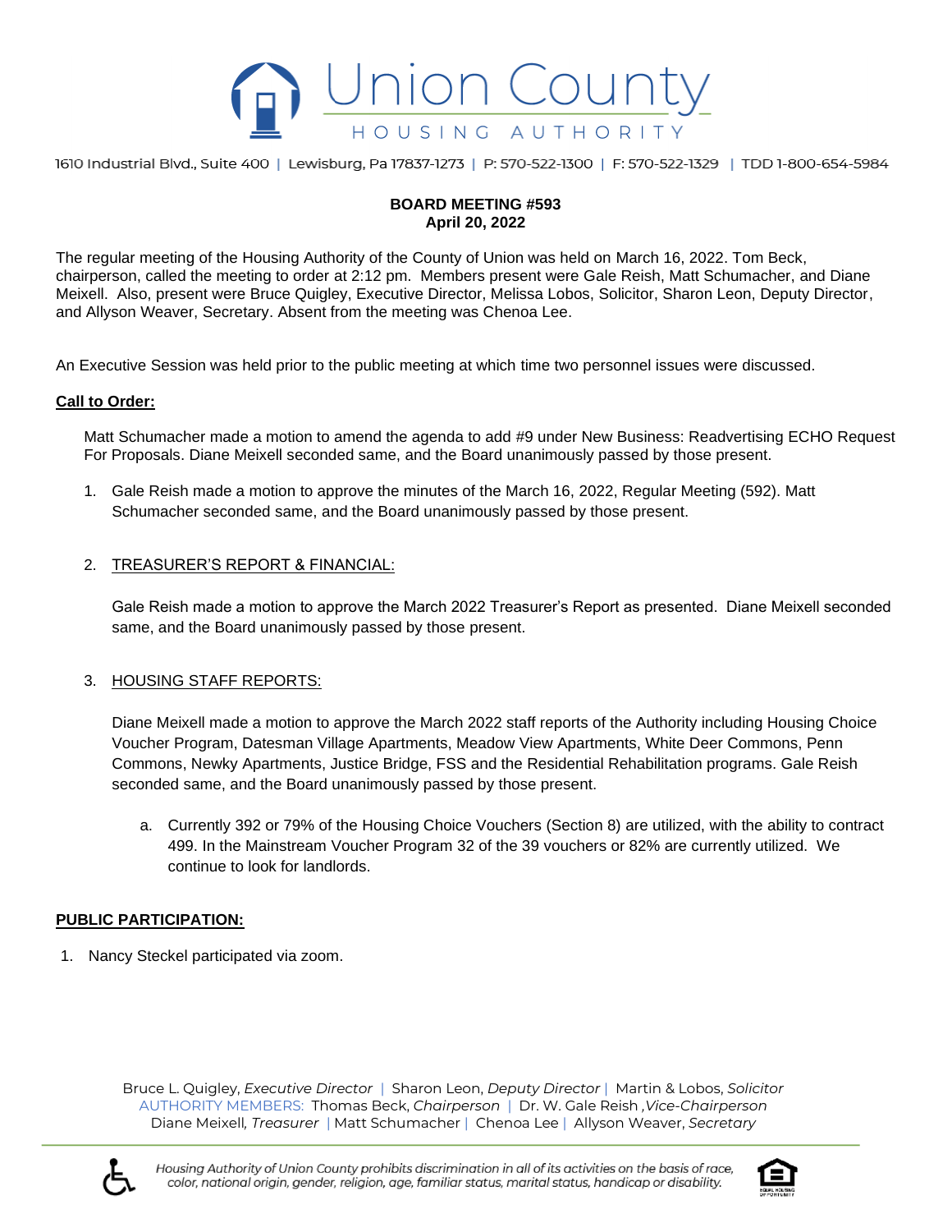# Union County

HOUSING AUTHORITY

1610 Industrial Blvd., Suite 400 | Lewisburg, Pa 17837-1273 | P: 570-522-1300 | F: 570-522-1329 | TDD 1-800-654-5984

**BOARD MEETING #593**
**April 20, 2022**

The regular meeting of the Housing Authority of the County of Union was held on March 16, 2022. Tom Beck, chairperson, called the meeting to order at 2:12 pm. Members present were Gale Reish, Matt Schumacher, and Diane Meixell. Also, present were Bruce Quigley, Executive Director, Melissa Lobos, Solicitor, Sharon Leon, Deputy Director, and Allyson Weaver, Secretary. Absent from the meeting was Chenoa Lee.

An Executive Session was held prior to the public meeting at which time two personnel issues were discussed.

**Call to Order:**

Matt Schumacher made a motion to amend the agenda to add #9 under New Business: Readvertising ECHO Request For Proposals. Diane Meixell seconded same, and the Board unanimously passed by those present.

1. Gale Reish made a motion to approve the minutes of the March 16, 2022, Regular Meeting (592). Matt Schumacher seconded same, and the Board unanimously passed by those present.

2. TREASURER'S REPORT & FINANCIAL:

   Gale Reish made a motion to approve the March 2022 Treasurer's Report as presented. Diane Meixell seconded same, and the Board unanimously passed by those present.

3. HOUSING STAFF REPORTS:

   Diane Meixell made a motion to approve the March 2022 staff reports of the Authority including Housing Choice Voucher Program, Datesman Village Apartments, Meadow View Apartments, White Deer Commons, Penn Commons, Newky Apartments, Justice Bridge, FSS and the Residential Rehabilitation programs. Gale Reish seconded same, and the Board unanimously passed by those present.

   a. Currently 392 or 79% of the Housing Choice Vouchers (Section 8) are utilized, with the ability to contract 499. In the Mainstream Voucher Program 32 of the 39 vouchers or 82% are currently utilized. We continue to look for landlords.

**PUBLIC PARTICIPATION:**

1. Nancy Steckel participated via zoom.

Bruce L. Quigley, *Executive Director* | Sharon Leon, *Deputy Director* | Martin & Lobos, *Solicitor*
AUTHORITY MEMBERS: Thomas Beck, *Chairperson* | Dr. W. Gale Reish, *Vice-Chairperson*
Diane Meixell, *Treasurer* | Matt Schumacher | Chenoa Lee | Allyson Weaver, *Secretary*

*Housing Authority of Union County prohibits discrimination in all of its activities on the basis of race, color, national origin, gender, religion, age, familiar status, marital status, handicap or disability.*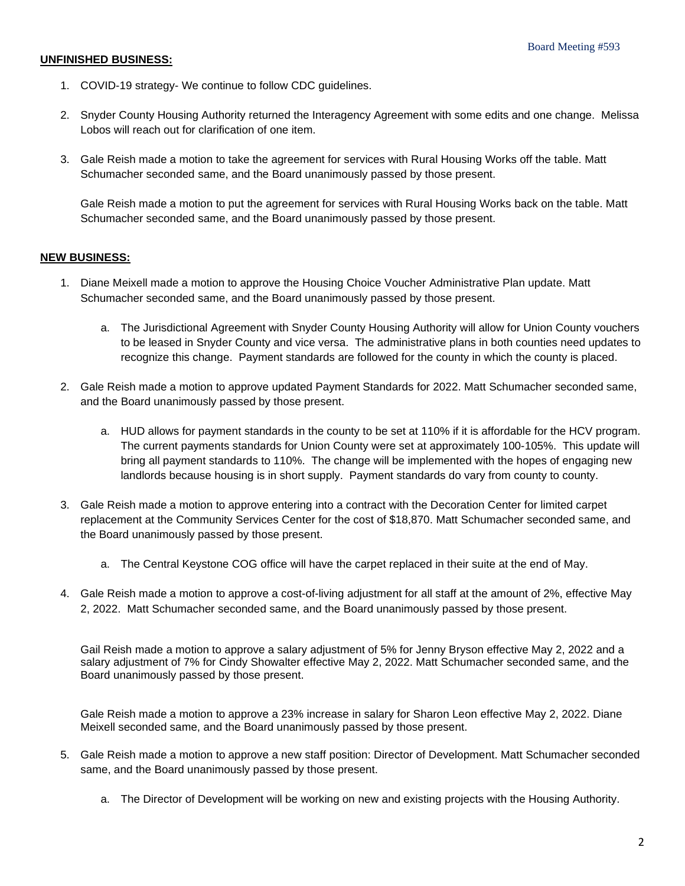**UNFINISHED BUSINESS:**

1. COVID-19 strategy- We continue to follow CDC guidelines.

2. Snyder County Housing Authority returned the Interagency Agreement with some edits and one change. Melissa Lobos will reach out for clarification of one item.

3. Gale Reish made a motion to take the agreement for services with Rural Housing Works off the table. Matt Schumacher seconded same, and the Board unanimously passed by those present.

   Gale Reish made a motion to put the agreement for services with Rural Housing Works back on the table. Matt Schumacher seconded same, and the Board unanimously passed by those present.

**NEW BUSINESS:**

1. Diane Meixell made a motion to approve the Housing Choice Voucher Administrative Plan update. Matt Schumacher seconded same, and the Board unanimously passed by those present.

   a. The Jurisdictional Agreement with Snyder County Housing Authority will allow for Union County vouchers to be leased in Snyder County and vice versa. The administrative plans in both counties need updates to recognize this change. Payment standards are followed for the county in which the county is placed.

2. Gale Reish made a motion to approve updated Payment Standards for 2022. Matt Schumacher seconded same, and the Board unanimously passed by those present.

   a. HUD allows for payment standards in the county to be set at 110% if it is affordable for the HCV program. The current payments standards for Union County were set at approximately 100-105%. This update will bring all payment standards to 110%. The change will be implemented with the hopes of engaging new landlords because housing is in short supply. Payment standards do vary from county to county.

3. Gale Reish made a motion to approve entering into a contract with the Decoration Center for limited carpet replacement at the Community Services Center for the cost of $18,870. Matt Schumacher seconded same, and the Board unanimously passed by those present.

   a. The Central Keystone COG office will have the carpet replaced in their suite at the end of May.

4. Gale Reish made a motion to approve a cost-of-living adjustment for all staff at the amount of 2%, effective May 2, 2022. Matt Schumacher seconded same, and the Board unanimously passed by those present.

   Gail Reish made a motion to approve a salary adjustment of 5% for Jenny Bryson effective May 2, 2022 and a salary adjustment of 7% for Cindy Showalter effective May 2, 2022. Matt Schumacher seconded same, and the Board unanimously passed by those present.

   Gale Reish made a motion to approve a 23% increase in salary for Sharon Leon effective May 2, 2022. Diane Meixell seconded same, and the Board unanimously passed by those present.

5. Gale Reish made a motion to approve a new staff position: Director of Development. Matt Schumacher seconded same, and the Board unanimously passed by those present.

   a. The Director of Development will be working on new and existing projects with the Housing Authority.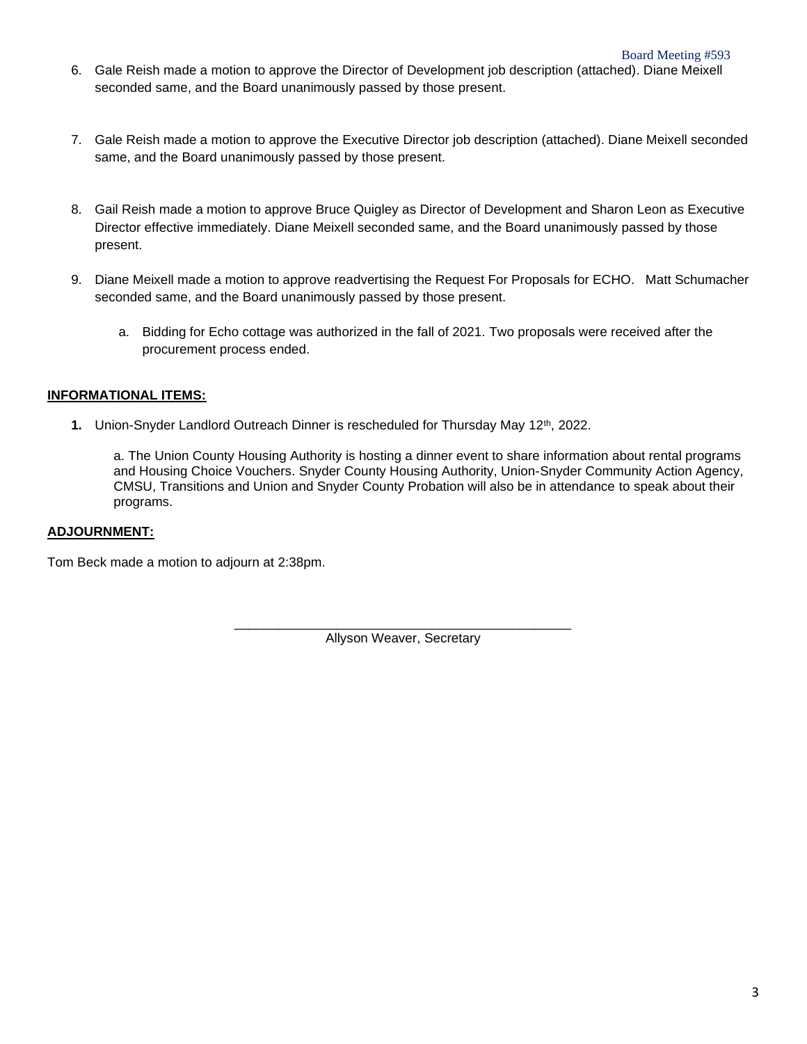6. Gale Reish made a motion to approve the Director of Development job description (attached). Diane Meixell seconded same, and the Board unanimously passed by those present.

7. Gale Reish made a motion to approve the Executive Director job description (attached). Diane Meixell seconded same, and the Board unanimously passed by those present.

8. Gail Reish made a motion to approve Bruce Quigley as Director of Development and Sharon Leon as Executive Director effective immediately. Diane Meixell seconded same, and the Board unanimously passed by those present.

9. Diane Meixell made a motion to approve readvertising the Request For Proposals for ECHO. Matt Schumacher seconded same, and the Board unanimously passed by those present.

    a. Bidding for Echo cottage was authorized in the fall of 2021. Two proposals were received after the procurement process ended.

**INFORMATIONAL ITEMS:**

**1.** Union-Snyder Landlord Outreach Dinner is rescheduled for Thursday May 12th, 2022.

a. The Union County Housing Authority is hosting a dinner event to share information about rental programs and Housing Choice Vouchers. Snyder County Housing Authority, Union-Snyder Community Action Agency, CMSU, Transitions and Union and Snyder County Probation will also be in attendance to speak about their programs.

**ADJOURNMENT:**

Tom Beck made a motion to adjourn at 2:38pm.

\_\_\_\_\_\_\_\_\_\_\_\_\_\_\_\_\_\_\_\_\_\_\_\_\_\_\_\_\_\_\_\_\_\_\_\_\_\_\_\_\_\_\_\_\_\_\_\_

Allyson Weaver, Secretary